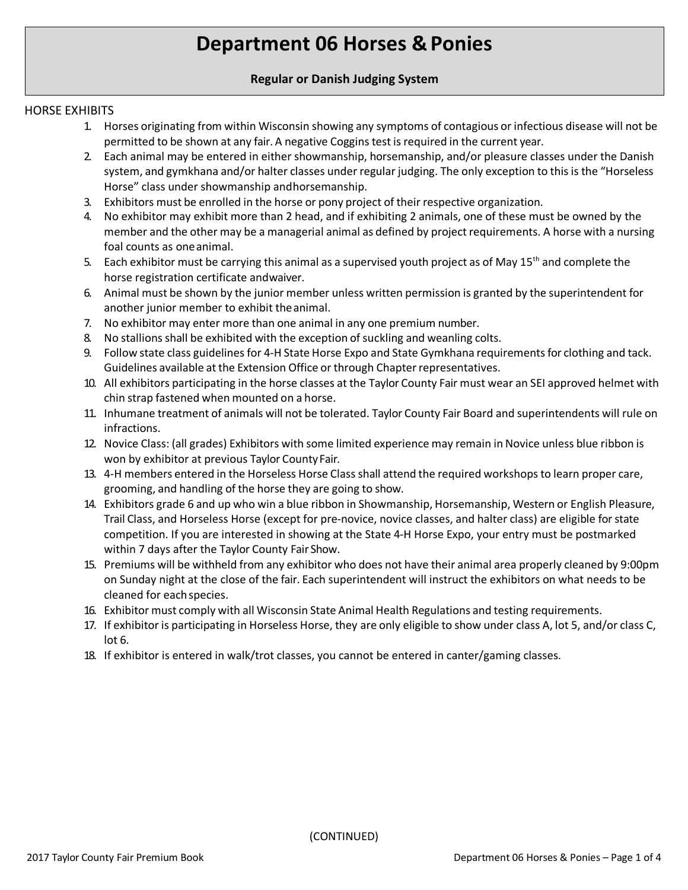# Department 06 Horses & Ponies

**Regular or Danish Judging System**

HORSE EXHIBITS

1. Horses originating from within Wisconsin showing any symptoms of contagious or infectious disease will not be permitted to be shown at any fair. A negative Coggins test is required in the current year.
2. Each animal may be entered in either showmanship, horsemanship, and/or pleasure classes under the Danish system, and gymkhana and/or halter classes under regular judging. The only exception to this is the "Horseless Horse" class under showmanship and horsemanship.
3. Exhibitors must be enrolled in the horse or pony project of their respective organization.
4. No exhibitor may exhibit more than 2 head, and if exhibiting 2 animals, one of these must be owned by the member and the other may be a managerial animal as defined by project requirements. A horse with a nursing foal counts as one animal.
5. Each exhibitor must be carrying this animal as a supervised youth project as of May 15th and complete the horse registration certificate and waiver.
6. Animal must be shown by the junior member unless written permission is granted by the superintendent for another junior member to exhibit the animal.
7. No exhibitor may enter more than one animal in any one premium number.
8. No stallions shall be exhibited with the exception of suckling and weanling colts.
9. Follow state class guidelines for 4-H State Horse Expo and State Gymkhana requirements for clothing and tack. Guidelines available at the Extension Office or through Chapter representatives.
10. All exhibitors participating in the horse classes at the Taylor County Fair must wear an SEI approved helmet with chin strap fastened when mounted on a horse.
11. Inhumane treatment of animals will not be tolerated. Taylor County Fair Board and superintendents will rule on infractions.
12. Novice Class: (all grades) Exhibitors with some limited experience may remain in Novice unless blue ribbon is won by exhibitor at previous Taylor County Fair.
13. 4-H members entered in the Horseless Horse Class shall attend the required workshops to learn proper care, grooming, and handling of the horse they are going to show.
14. Exhibitors grade 6 and up who win a blue ribbon in Showmanship, Horsemanship, Western or English Pleasure, Trail Class, and Horseless Horse (except for pre-novice, novice classes, and halter class) are eligible for state competition. If you are interested in showing at the State 4-H Horse Expo, your entry must be postmarked within 7 days after the Taylor County Fair Show.
15. Premiums will be withheld from any exhibitor who does not have their animal area properly cleaned by 9:00pm on Sunday night at the close of the fair. Each superintendent will instruct the exhibitors on what needs to be cleaned for each species.
16. Exhibitor must comply with all Wisconsin State Animal Health Regulations and testing requirements.
17. If exhibitor is participating in Horseless Horse, they are only eligible to show under class A, lot 5, and/or class C, lot 6.
18. If exhibitor is entered in walk/trot classes, you cannot be entered in canter/gaming classes.

(CONTINUED)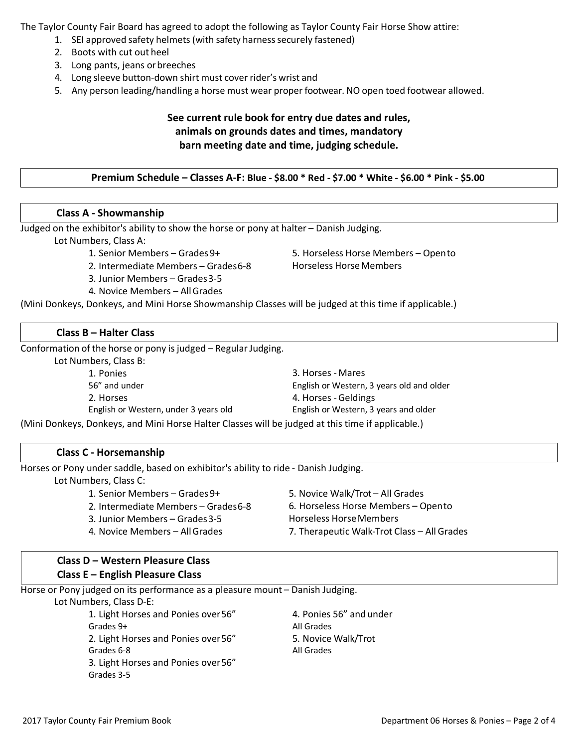The Taylor County Fair Board has agreed to adopt the following as Taylor County Fair Horse Show attire:

1. SEI approved safety helmets (with safety harness securely fastened)
2. Boots with cut out heel
3. Long pants, jeans or breeches
4. Long sleeve button-down shirt must cover rider's wrist and
5. Any person leading/handling a horse must wear proper footwear. NO open toed footwear allowed.

**See current rule book for entry due dates and rules, animals on grounds dates and times, mandatory barn meeting date and time, judging schedule.**

**Premium Schedule – Classes A-F: Blue - $8.00 * Red - $7.00 * White - $6.00 * Pink - $5.00**

## Class A - Showmanship

Judged on the exhibitor's ability to show the horse or pony at halter – Danish Judging.

Lot Numbers, Class A:

1. Senior Members – Grades 9+
2. Intermediate Members – Grades 6-8
3. Junior Members – Grades 3-5
4. Novice Members – All Grades
5. Horseless Horse Members – Open to Horseless Horse Members

(Mini Donkeys, Donkeys, and Mini Horse Showmanship Classes will be judged at this time if applicable.)

## Class B – Halter Class

Conformation of the horse or pony is judged – Regular Judging.

Lot Numbers, Class B:

1. Ponies
   56" and under
2. Horses
   English or Western, under 3 years old
3. Horses - Mares
   English or Western, 3 years old and older
4. Horses - Geldings
   English or Western, 3 years and older

(Mini Donkeys, Donkeys, and Mini Horse Halter Classes will be judged at this time if applicable.)

## Class C - Horsemanship

Horses or Pony under saddle, based on exhibitor's ability to ride - Danish Judging.

Lot Numbers, Class C:

1. Senior Members – Grades 9+
2. Intermediate Members – Grades 6-8
3. Junior Members – Grades 3-5
4. Novice Members – All Grades
5. Novice Walk/Trot – All Grades
6. Horseless Horse Members – Open to Horseless Horse Members
7. Therapeutic Walk-Trot Class – All Grades

## Class D – Western Pleasure Class
## Class E – English Pleasure Class

Horse or Pony judged on its performance as a pleasure mount – Danish Judging.

Lot Numbers, Class D-E:

1. Light Horses and Ponies over 56"
   Grades 9+
2. Light Horses and Ponies over 56"
   Grades 6-8
3. Light Horses and Ponies over 56"
   Grades 3-5
4. Ponies 56" and under
   All Grades
5. Novice Walk/Trot
   All Grades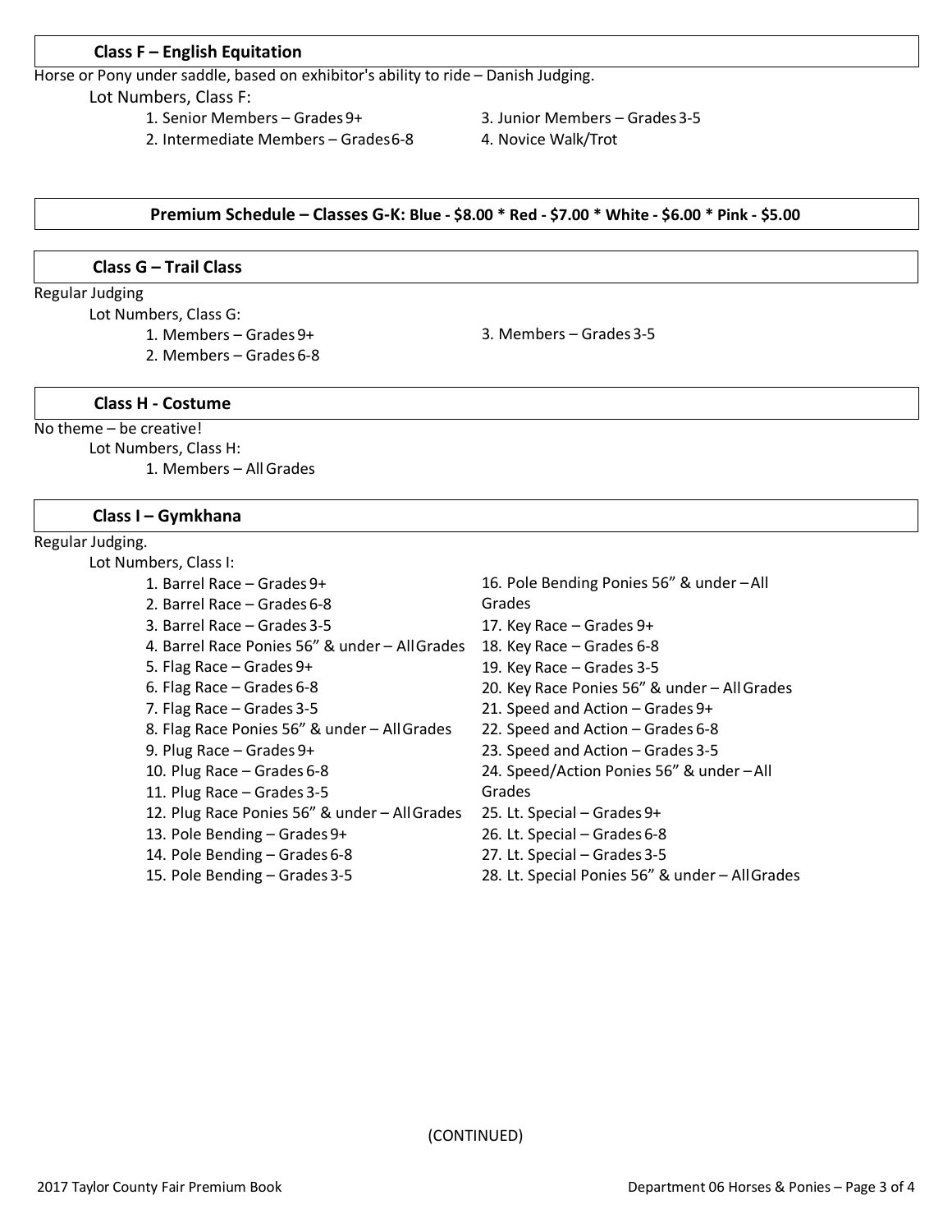### Class F – English Equitation

Horse or Pony under saddle, based on exhibitor's ability to ride – Danish Judging.

Lot Numbers, Class F:

1. Senior Members – Grades 9+
2. Intermediate Members – Grades 6-8
3. Junior Members – Grades 3-5
4. Novice Walk/Trot

### Premium Schedule – Classes G-K: Blue - $8.00 * Red - $7.00 * White - $6.00 * Pink - $5.00

### Class G – Trail Class

Regular Judging

Lot Numbers, Class G:

1. Members – Grades 9+
2. Members – Grades 6-8
3. Members – Grades 3-5

### Class H - Costume

No theme – be creative!

Lot Numbers, Class H:

1. Members – All Grades

### Class I – Gymkhana

Regular Judging.

Lot Numbers, Class I:

1. Barrel Race – Grades 9+
2. Barrel Race – Grades 6-8
3. Barrel Race – Grades 3-5
4. Barrel Race Ponies 56” & under – All Grades
5. Flag Race – Grades 9+
6. Flag Race – Grades 6-8
7. Flag Race – Grades 3-5
8. Flag Race Ponies 56” & under – All Grades
9. Plug Race – Grades 9+
10. Plug Race – Grades 6-8
11. Plug Race – Grades 3-5
12. Plug Race Ponies 56” & under – All Grades
13. Pole Bending – Grades 9+
14. Pole Bending – Grades 6-8
15. Pole Bending – Grades 3-5
16. Pole Bending Ponies 56” & under – All Grades
17. Key Race – Grades 9+
18. Key Race – Grades 6-8
19. Key Race – Grades 3-5
20. Key Race Ponies 56” & under – All Grades
21. Speed and Action – Grades 9+
22. Speed and Action – Grades 6-8
23. Speed and Action – Grades 3-5
24. Speed/Action Ponies 56” & under – All Grades
25. Lt. Special – Grades 9+
26. Lt. Special – Grades 6-8
27. Lt. Special – Grades 3-5
28. Lt. Special Ponies 56” & under – All Grades

(CONTINUED)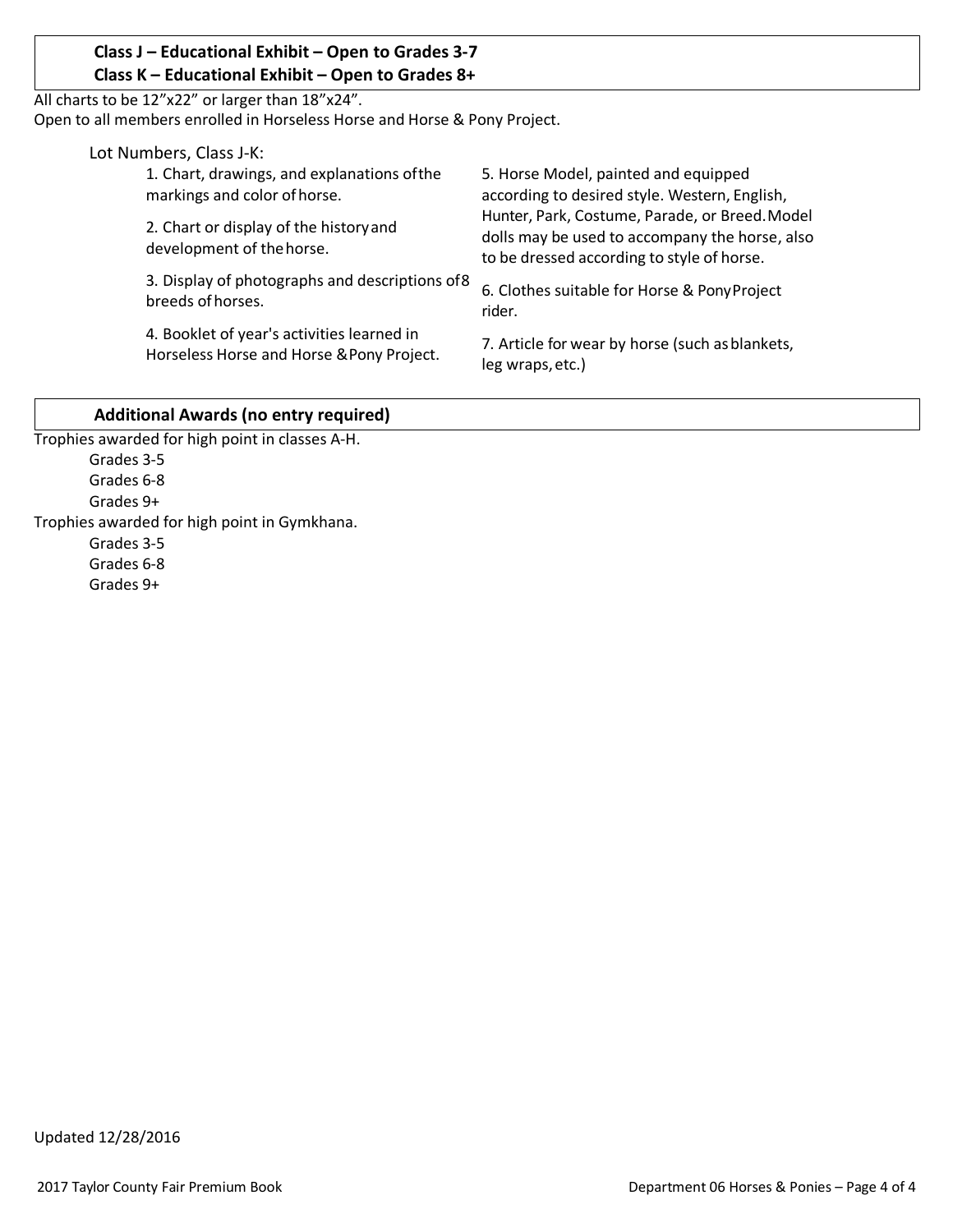### Class J – Educational Exhibit – Open to Grades 3-7
### Class K – Educational Exhibit – Open to Grades 8+

All charts to be 12"x22" or larger than 18"x24".
Open to all members enrolled in Horseless Horse and Horse & Pony Project.

Lot Numbers, Class J-K:

1. Chart, drawings, and explanations of the markings and color of horse.
2. Chart or display of the history and development of the horse.
3. Display of photographs and descriptions of 8 breeds of horses.
4. Booklet of year's activities learned in Horseless Horse and Horse & Pony Project.
5. Horse Model, painted and equipped according to desired style. Western, English, Hunter, Park, Costume, Parade, or Breed. Model dolls may be used to accompany the horse, also to be dressed according to style of horse.
6. Clothes suitable for Horse & Pony Project rider.
7. Article for wear by horse (such as blankets, leg wraps, etc.)

### Additional Awards (no entry required)

Trophies awarded for high point in classes A-H.

- Grades 3-5
- Grades 6-8
- Grades 9+

Trophies awarded for high point in Gymkhana.

- Grades 3-5
- Grades 6-8
- Grades 9+

Updated 12/28/2016